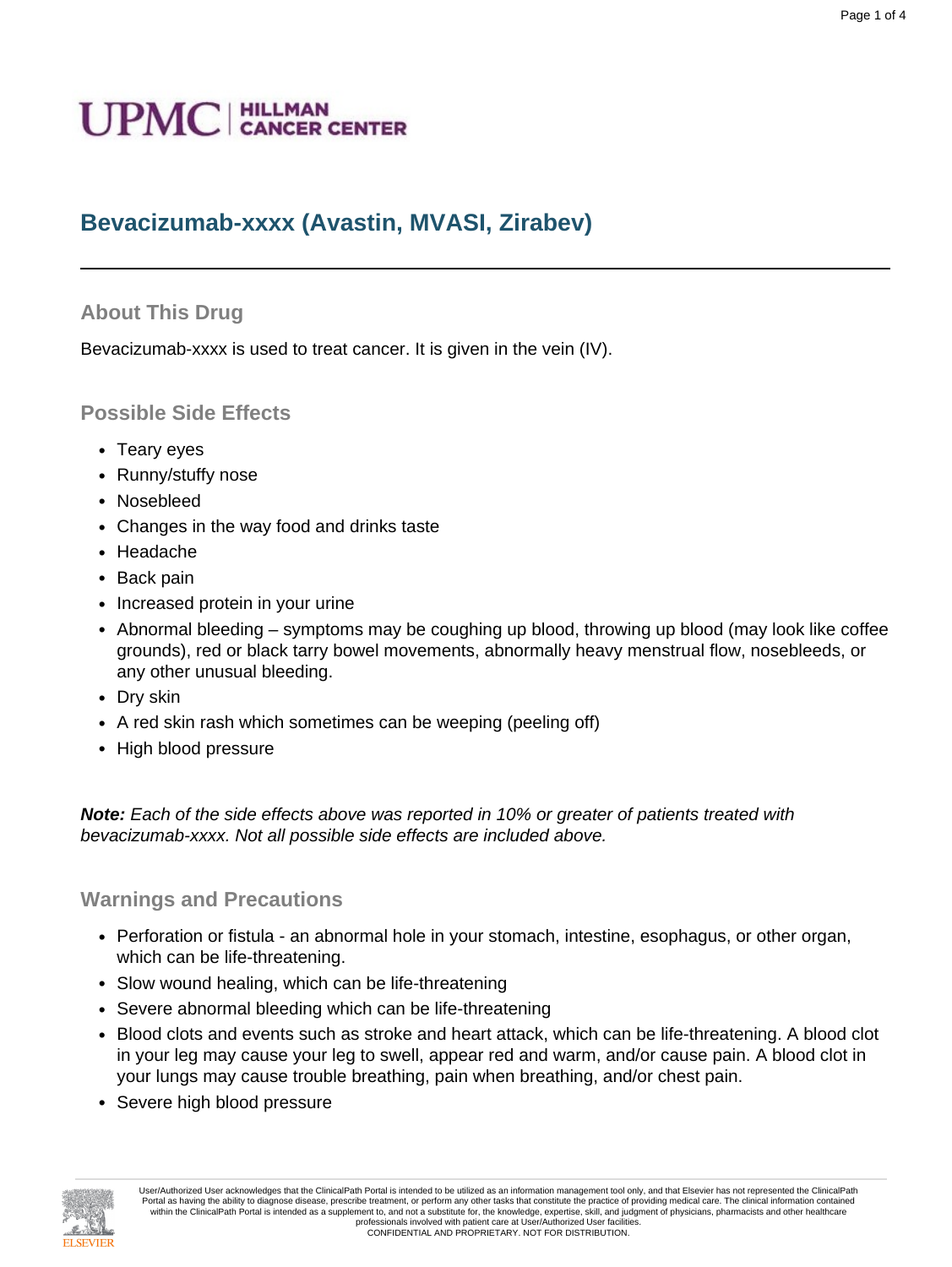UPMC | HILLMAN CANCER CENTER

# Bevacizumab-xxxx (Avastin, MVASI, Zirabev)

## About This Drug

Bevacizumab-xxxx is used to treat cancer. It is given in the vein (IV).

## Possible Side Effects

- Teary eyes
- Runny/stuffy nose
- Nosebleed
- Changes in the way food and drinks taste
- Headache
- Back pain
- Increased protein in your urine
- Abnormal bleeding – symptoms may be coughing up blood, throwing up blood (may look like coffee grounds), red or black tarry bowel movements, abnormally heavy menstrual flow, nosebleeds, or any other unusual bleeding.
- Dry skin
- A red skin rash which sometimes can be weeping (peeling off)
- High blood pressure

***Note:*** *Each of the side effects above was reported in 10% or greater of patients treated with bevacizumab-xxxx. Not all possible side effects are included above.*

## Warnings and Precautions

- Perforation or fistula - an abnormal hole in your stomach, intestine, esophagus, or other organ, which can be life-threatening.
- Slow wound healing, which can be life-threatening
- Severe abnormal bleeding which can be life-threatening
- Blood clots and events such as stroke and heart attack, which can be life-threatening. A blood clot in your leg may cause your leg to swell, appear red and warm, and/or cause pain. A blood clot in your lungs may cause trouble breathing, pain when breathing, and/or chest pain.
- Severe high blood pressure

User/Authorized User acknowledges that the ClinicalPath Portal is intended to be utilized as an information management tool only, and that Elsevier has not represented the ClinicalPath Portal as having the ability to diagnose disease, prescribe treatment, or perform any other tasks that constitute the practice of providing medical care. The clinical information contained within the ClinicalPath Portal is intended as a supplement to, and not a substitute for, the knowledge, expertise, skill, and judgment of physicians, pharmacists and other healthcare professionals involved with patient care at User/Authorized User facilities.
CONFIDENTIAL AND PROPRIETARY. NOT FOR DISTRIBUTION.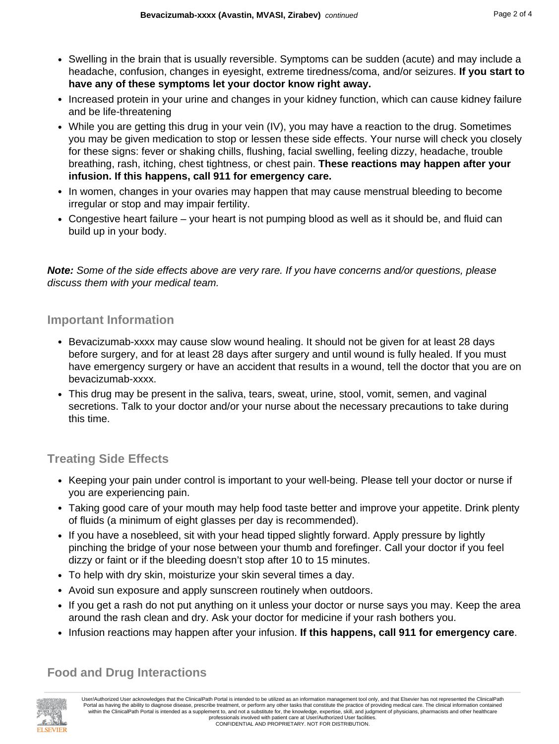- Swelling in the brain that is usually reversible. Symptoms can be sudden (acute) and may include a headache, confusion, changes in eyesight, extreme tiredness/coma, and/or seizures. **If you start to have any of these symptoms let your doctor know right away.**
- Increased protein in your urine and changes in your kidney function, which can cause kidney failure and be life-threatening
- While you are getting this drug in your vein (IV), you may have a reaction to the drug. Sometimes you may be given medication to stop or lessen these side effects. Your nurse will check you closely for these signs: fever or shaking chills, flushing, facial swelling, feeling dizzy, headache, trouble breathing, rash, itching, chest tightness, or chest pain. **These reactions may happen after your infusion. If this happens, call 911 for emergency care.**
- In women, changes in your ovaries may happen that may cause menstrual bleeding to become irregular or stop and may impair fertility.
- Congestive heart failure – your heart is not pumping blood as well as it should be, and fluid can build up in your body.

***Note:*** *Some of the side effects above are very rare. If you have concerns and/or questions, please discuss them with your medical team.*

## Important Information

- Bevacizumab-xxxx may cause slow wound healing. It should not be given for at least 28 days before surgery, and for at least 28 days after surgery and until wound is fully healed. If you must have emergency surgery or have an accident that results in a wound, tell the doctor that you are on bevacizumab-xxxx.
- This drug may be present in the saliva, tears, sweat, urine, stool, vomit, semen, and vaginal secretions. Talk to your doctor and/or your nurse about the necessary precautions to take during this time.

## Treating Side Effects

- Keeping your pain under control is important to your well-being. Please tell your doctor or nurse if you are experiencing pain.
- Taking good care of your mouth may help food taste better and improve your appetite. Drink plenty of fluids (a minimum of eight glasses per day is recommended).
- If you have a nosebleed, sit with your head tipped slightly forward. Apply pressure by lightly pinching the bridge of your nose between your thumb and forefinger. Call your doctor if you feel dizzy or faint or if the bleeding doesn't stop after 10 to 15 minutes.
- To help with dry skin, moisturize your skin several times a day.
- Avoid sun exposure and apply sunscreen routinely when outdoors.
- If you get a rash do not put anything on it unless your doctor or nurse says you may. Keep the area around the rash clean and dry. Ask your doctor for medicine if your rash bothers you.
- Infusion reactions may happen after your infusion. **If this happens, call 911 for emergency care**.

## Food and Drug Interactions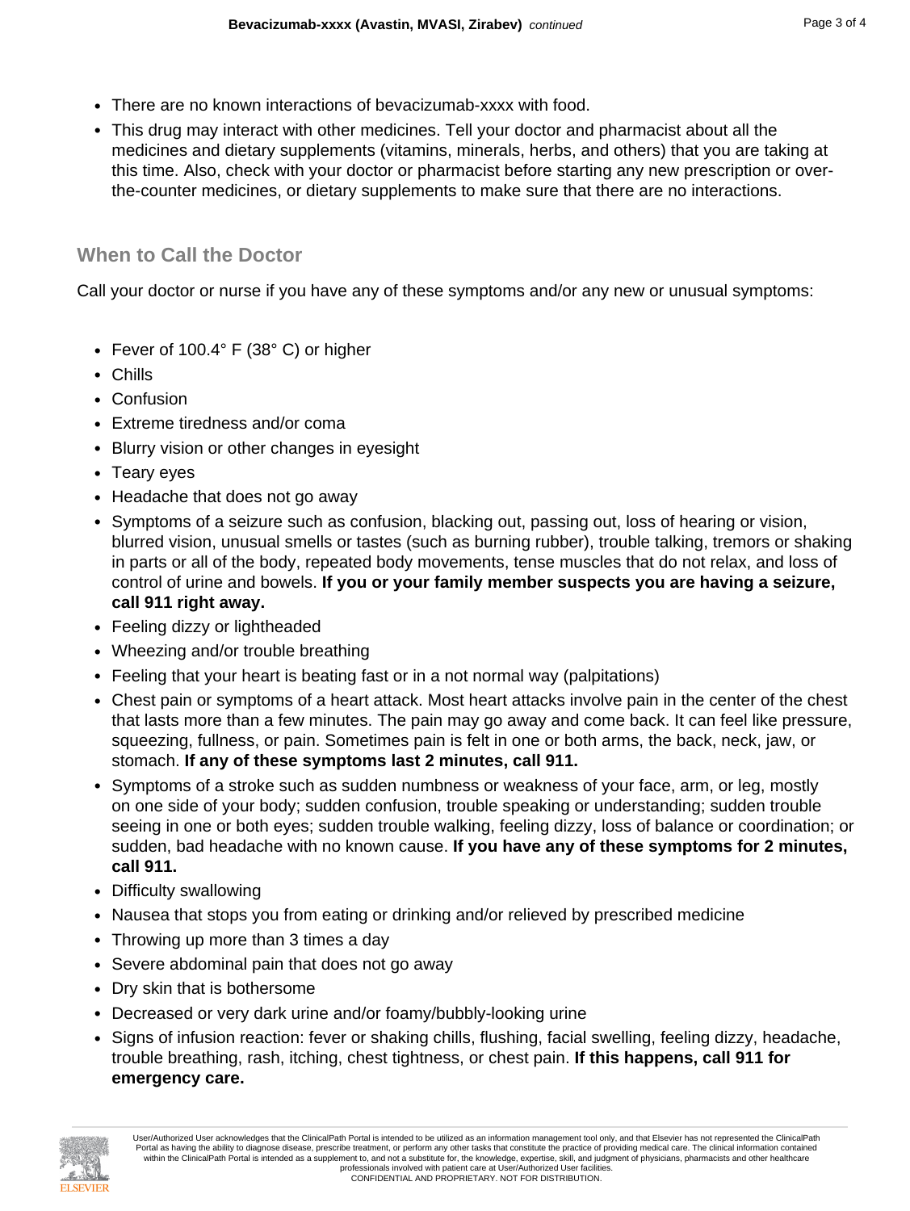- There are no known interactions of bevacizumab-xxxx with food.
- This drug may interact with other medicines. Tell your doctor and pharmacist about all the medicines and dietary supplements (vitamins, minerals, herbs, and others) that you are taking at this time. Also, check with your doctor or pharmacist before starting any new prescription or over-the-counter medicines, or dietary supplements to make sure that there are no interactions.

## When to Call the Doctor

Call your doctor or nurse if you have any of these symptoms and/or any new or unusual symptoms:

- Fever of 100.4° F (38° C) or higher
- Chills
- Confusion
- Extreme tiredness and/or coma
- Blurry vision or other changes in eyesight
- Teary eyes
- Headache that does not go away
- Symptoms of a seizure such as confusion, blacking out, passing out, loss of hearing or vision, blurred vision, unusual smells or tastes (such as burning rubber), trouble talking, tremors or shaking in parts or all of the body, repeated body movements, tense muscles that do not relax, and loss of control of urine and bowels. **If you or your family member suspects you are having a seizure, call 911 right away.**
- Feeling dizzy or lightheaded
- Wheezing and/or trouble breathing
- Feeling that your heart is beating fast or in a not normal way (palpitations)
- Chest pain or symptoms of a heart attack. Most heart attacks involve pain in the center of the chest that lasts more than a few minutes. The pain may go away and come back. It can feel like pressure, squeezing, fullness, or pain. Sometimes pain is felt in one or both arms, the back, neck, jaw, or stomach. **If any of these symptoms last 2 minutes, call 911.**
- Symptoms of a stroke such as sudden numbness or weakness of your face, arm, or leg, mostly on one side of your body; sudden confusion, trouble speaking or understanding; sudden trouble seeing in one or both eyes; sudden trouble walking, feeling dizzy, loss of balance or coordination; or sudden, bad headache with no known cause. **If you have any of these symptoms for 2 minutes, call 911.**
- Difficulty swallowing
- Nausea that stops you from eating or drinking and/or relieved by prescribed medicine
- Throwing up more than 3 times a day
- Severe abdominal pain that does not go away
- Dry skin that is bothersome
- Decreased or very dark urine and/or foamy/bubbly-looking urine
- Signs of infusion reaction: fever or shaking chills, flushing, facial swelling, feeling dizzy, headache, trouble breathing, rash, itching, chest tightness, or chest pain. **If this happens, call 911 for emergency care.**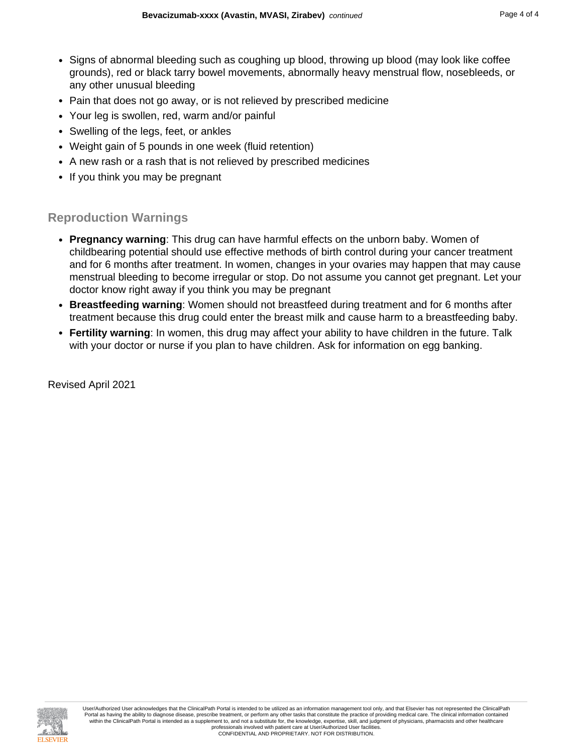- Signs of abnormal bleeding such as coughing up blood, throwing up blood (may look like coffee grounds), red or black tarry bowel movements, abnormally heavy menstrual flow, nosebleeds, or any other unusual bleeding
- Pain that does not go away, or is not relieved by prescribed medicine
- Your leg is swollen, red, warm and/or painful
- Swelling of the legs, feet, or ankles
- Weight gain of 5 pounds in one week (fluid retention)
- A new rash or a rash that is not relieved by prescribed medicines
- If you think you may be pregnant

## Reproduction Warnings

- **Pregnancy warning**: This drug can have harmful effects on the unborn baby. Women of childbearing potential should use effective methods of birth control during your cancer treatment and for 6 months after treatment. In women, changes in your ovaries may happen that may cause menstrual bleeding to become irregular or stop. Do not assume you cannot get pregnant. Let your doctor know right away if you think you may be pregnant
- **Breastfeeding warning**: Women should not breastfeed during treatment and for 6 months after treatment because this drug could enter the breast milk and cause harm to a breastfeeding baby.
- **Fertility warning**: In women, this drug may affect your ability to have children in the future. Talk with your doctor or nurse if you plan to have children. Ask for information on egg banking.

Revised April 2021

User/Authorized User acknowledges that the ClinicalPath Portal is intended to be utilized as an information management tool only, and that Elsevier has not represented the ClinicalPath Portal as having the ability to diagnose disease, prescribe treatment, or perform any other tasks that constitute the practice of providing medical care. The clinical information contained within the ClinicalPath Portal is intended as a supplement to, and not a substitute for, the knowledge, expertise, skill, and judgment of physicians, pharmacists and other healthcare professionals involved with patient care at User/Authorized User facilities.
CONFIDENTIAL AND PROPRIETARY. NOT FOR DISTRIBUTION.